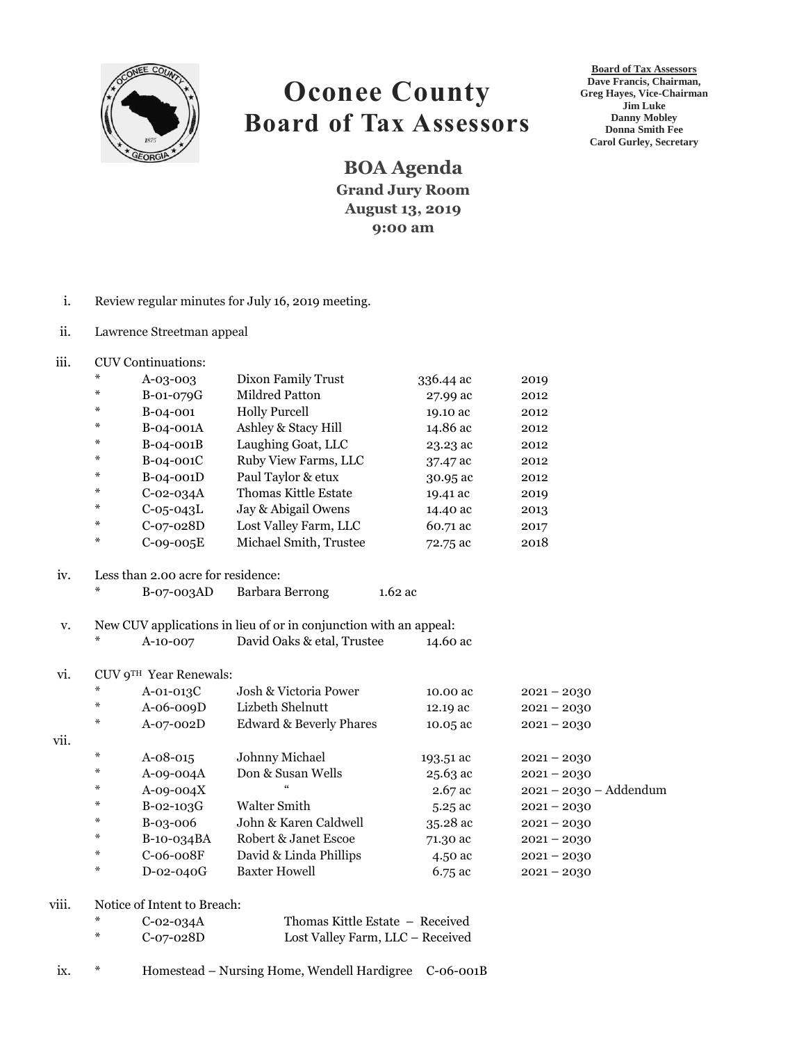# Oconee County
## Board of Tax Assessors

**Board of Tax Assessors**
**Dave Francis, Chairman,**
**Greg Hayes, Vice-Chairman**
**Jim Luke**
**Danny Mobley**
**Donna Smith Fee**
**Carol Gurley, Secretary**

### BOA Agenda
**Grand Jury Room**
**August 13, 2019**
**9:00 am**

i. Review regular minutes for July 16, 2019 meeting.

ii. Lawrence Streetman appeal

iii. CUV Continuations:

| | | | | |
|---|---|---|---|---|
| * | A-03-003 | Dixon Family Trust | 336.44 ac | 2019 |
| * | B-01-079G | Mildred Patton | 27.99 ac | 2012 |
| * | B-04-001 | Holly Purcell | 19.10 ac | 2012 |
| * | B-04-001A | Ashley & Stacy Hill | 14.86 ac | 2012 |
| * | B-04-001B | Laughing Goat, LLC | 23.23 ac | 2012 |
| * | B-04-001C | Ruby View Farms, LLC | 37.47 ac | 2012 |
| * | B-04-001D | Paul Taylor & etux | 30.95 ac | 2012 |
| * | C-02-034A | Thomas Kittle Estate | 19.41 ac | 2019 |
| * | C-05-043L | Jay & Abigail Owens | 14.40 ac | 2013 |
| * | C-07-028D | Lost Valley Farm, LLC | 60.71 ac | 2017 |
| * | C-09-005E | Michael Smith, Trustee | 72.75 ac | 2018 |

iv. Less than 2.00 acre for residence:

| | | | |
|---|---|---|---|
| * | B-07-003AD | Barbara Berrong | 1.62 ac |

v. New CUV applications in lieu of or in conjunction with an appeal:

| | | | |
|---|---|---|---|
| * | A-10-007 | David Oaks & etal, Trustee | 14.60 ac |

vi. CUV 9TH Year Renewals:

| | | | | |
|---|---|---|---|---|
| * | A-01-013C | Josh & Victoria Power | 10.00 ac | 2021 – 2030 |
| * | A-06-009D | Lizbeth Shelnutt | 12.19 ac | 2021 – 2030 |
| * | A-07-002D | Edward & Beverly Phares | 10.05 ac | 2021 – 2030 |

vii.

| | | | | |
|---|---|---|---|---|
| * | A-08-015 | Johnny Michael | 193.51 ac | 2021 – 2030 |
| * | A-09-004A | Don & Susan Wells | 25.63 ac | 2021 – 2030 |
| * | A-09-004X | " | 2.67 ac | 2021 – 2030 – Addendum |
| * | B-02-103G | Walter Smith | 5.25 ac | 2021 – 2030 |
| * | B-03-006 | John & Karen Caldwell | 35.28 ac | 2021 – 2030 |
| * | B-10-034BA | Robert & Janet Escoe | 71.30 ac | 2021 – 2030 |
| * | C-06-008F | David & Linda Phillips | 4.50 ac | 2021 – 2030 |
| * | D-02-040G | Baxter Howell | 6.75 ac | 2021 – 2030 |

viii. Notice of Intent to Breach:

| | | |
|---|---|---|
| * | C-02-034A | Thomas Kittle Estate – Received |
| * | C-07-028D | Lost Valley Farm, LLC – Received |

ix. * Homestead – Nursing Home, Wendell Hardigree C-06-001B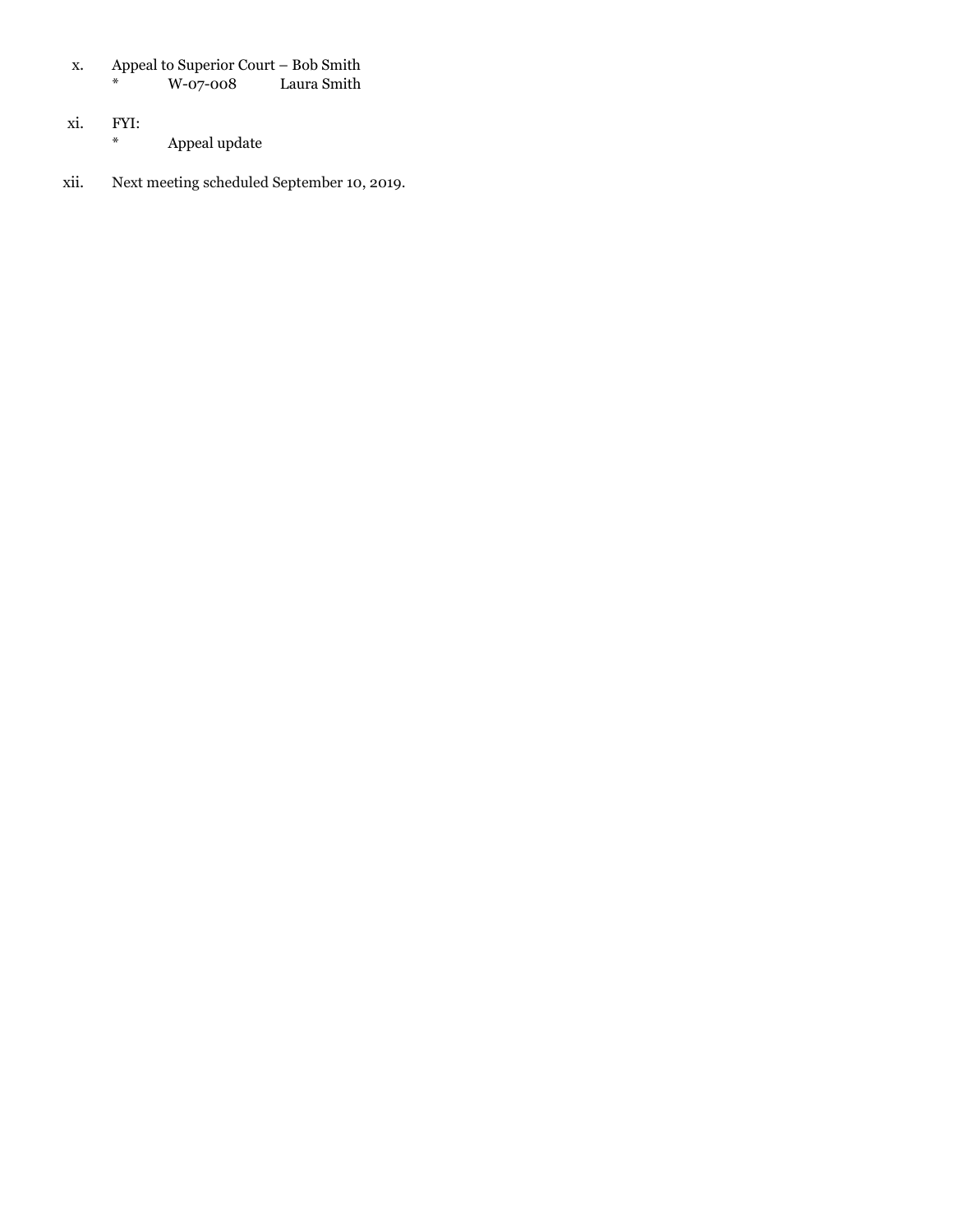x. Appeal to Superior Court – Bob Smith
   * W-07-008 Laura Smith

xi. FYI:
   * Appeal update

xii. Next meeting scheduled September 10, 2019.